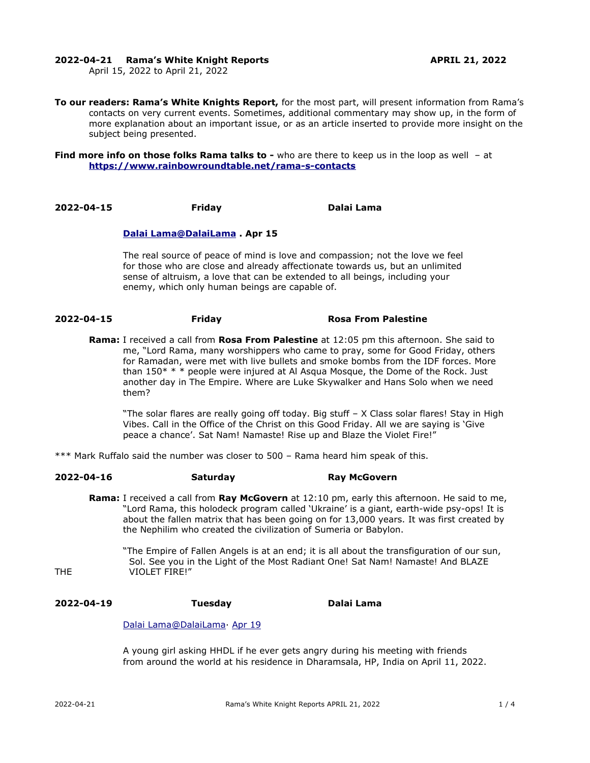**2022-04-21 Rama's White Knight Reports** **APRIL 21, 2022**

April 15, 2022 to April 21, 2022

**To our readers: Rama's White Knights Report,** for the most part, will present information from Rama's contacts on very current events. Sometimes, additional commentary may show up, in the form of more explanation about an important issue, or as an article inserted to provide more insight on the subject being presented.

**Find more info on those folks Rama talks to -** who are there to keep us in the loop as well – at **https://www.rainbowroundtable.net/rama-s-contacts**

**2022-04-15 Friday Dalai Lama**

**Dalai Lama@DalaiLama . Apr 15**

The real source of peace of mind is love and compassion; not the love we feel for those who are close and already affectionate towards us, but an unlimited sense of altruism, a love that can be extended to all beings, including your enemy, which only human beings are capable of.

**2022-04-15 Friday Rosa From Palestine**

**Rama:** I received a call from **Rosa From Palestine** at 12:05 pm this afternoon. She said to me, "Lord Rama, many worshippers who came to pray, some for Good Friday, others for Ramadan, were met with live bullets and smoke bombs from the IDF forces. More than 150* * * people were injured at Al Asqua Mosque, the Dome of the Rock. Just another day in The Empire. Where are Luke Skywalker and Hans Solo when we need them?

"The solar flares are really going off today. Big stuff – X Class solar flares! Stay in High Vibes. Call in the Office of the Christ on this Good Friday. All we are saying is 'Give peace a chance'. Sat Nam! Namaste! Rise up and Blaze the Violet Fire!"

*** Mark Ruffalo said the number was closer to 500 – Rama heard him speak of this.

**2022-04-16 Saturday Ray McGovern**

**Rama:** I received a call from **Ray McGovern** at 12:10 pm, early this afternoon. He said to me, "Lord Rama, this holodeck program called 'Ukraine' is a giant, earth-wide psy-ops! It is about the fallen matrix that has been going on for 13,000 years. It was first created by the Nephilim who created the civilization of Sumeria or Babylon.

"The Empire of Fallen Angels is at an end; it is all about the transfiguration of our sun, Sol. See you in the Light of the Most Radiant One! Sat Nam! Namaste! And BLAZE THE VIOLET FIRE!"

**2022-04-19 Tuesday Dalai Lama**

Dalai Lama@DalaiLama· Apr 19

A young girl asking HHDL if he ever gets angry during his meeting with friends from around the world at his residence in Dharamsala, HP, India on April 11, 2022.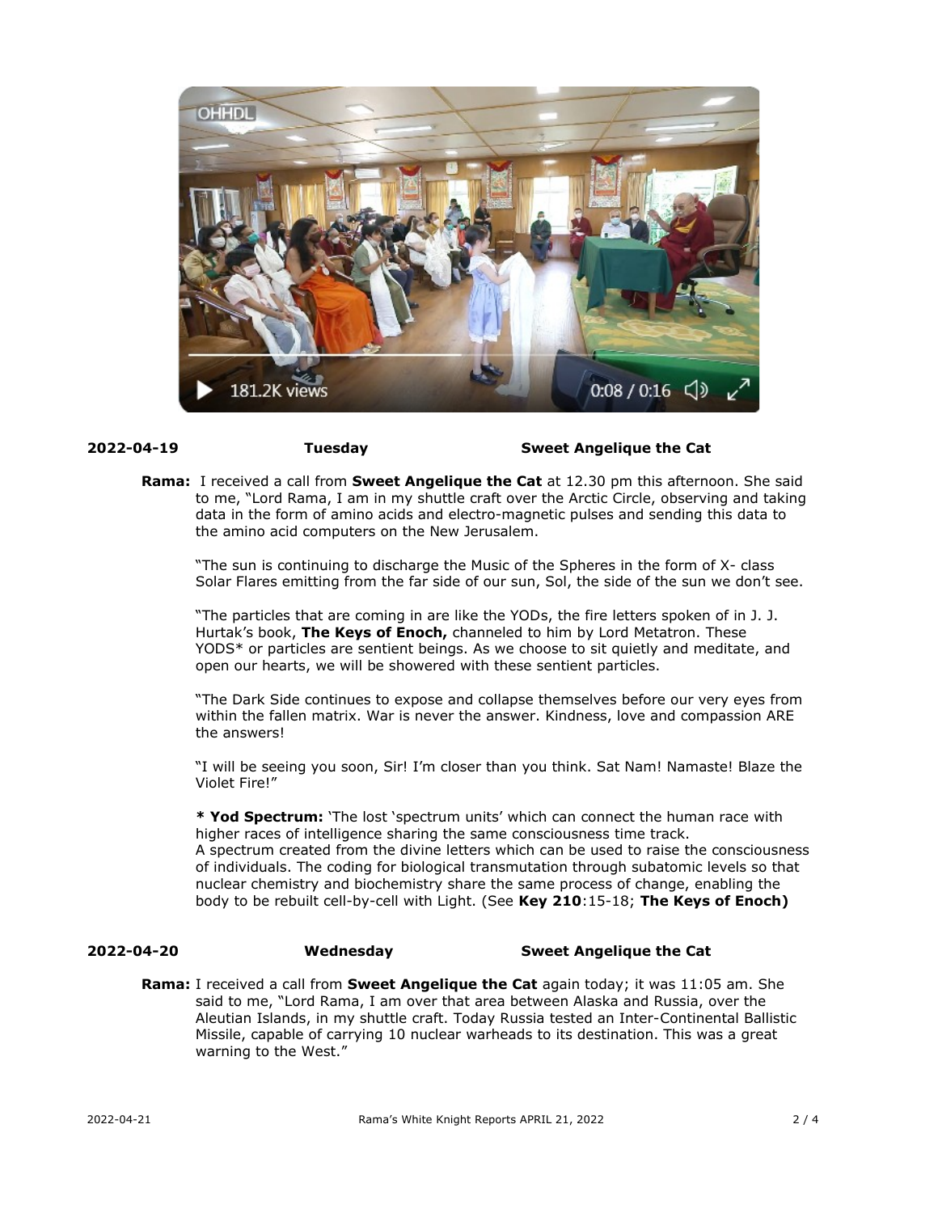**2022-04-19** **Tuesday** **Sweet Angelique the Cat**

**Rama:** I received a call from **Sweet Angelique the Cat** at 12.30 pm this afternoon. She said to me, "Lord Rama, I am in my shuttle craft over the Arctic Circle, observing and taking data in the form of amino acids and electro-magnetic pulses and sending this data to the amino acid computers on the New Jerusalem.

"The sun is continuing to discharge the Music of the Spheres in the form of X- class Solar Flares emitting from the far side of our sun, Sol, the side of the sun we don't see.

"The particles that are coming in are like the YODs, the fire letters spoken of in J. J. Hurtak's book, **The Keys of Enoch,** channeled to him by Lord Metatron. These YODS* or particles are sentient beings. As we choose to sit quietly and meditate, and open our hearts, we will be showered with these sentient particles.

"The Dark Side continues to expose and collapse themselves before our very eyes from within the fallen matrix. War is never the answer. Kindness, love and compassion ARE the answers!

"I will be seeing you soon, Sir! I'm closer than you think. Sat Nam! Namaste! Blaze the Violet Fire!"

**\* Yod Spectrum:** 'The lost 'spectrum units' which can connect the human race with higher races of intelligence sharing the same consciousness time track.
A spectrum created from the divine letters which can be used to raise the consciousness of individuals. The coding for biological transmutation through subatomic levels so that nuclear chemistry and biochemistry share the same process of change, enabling the body to be rebuilt cell-by-cell with Light. (See **Key 210**:15-18; **The Keys of Enoch)**

**2022-04-20** **Wednesday** **Sweet Angelique the Cat**

**Rama:** I received a call from **Sweet Angelique the Cat** again today; it was 11:05 am. She said to me, "Lord Rama, I am over that area between Alaska and Russia, over the Aleutian Islands, in my shuttle craft. Today Russia tested an Inter-Continental Ballistic Missile, capable of carrying 10 nuclear warheads to its destination. This was a great warning to the West."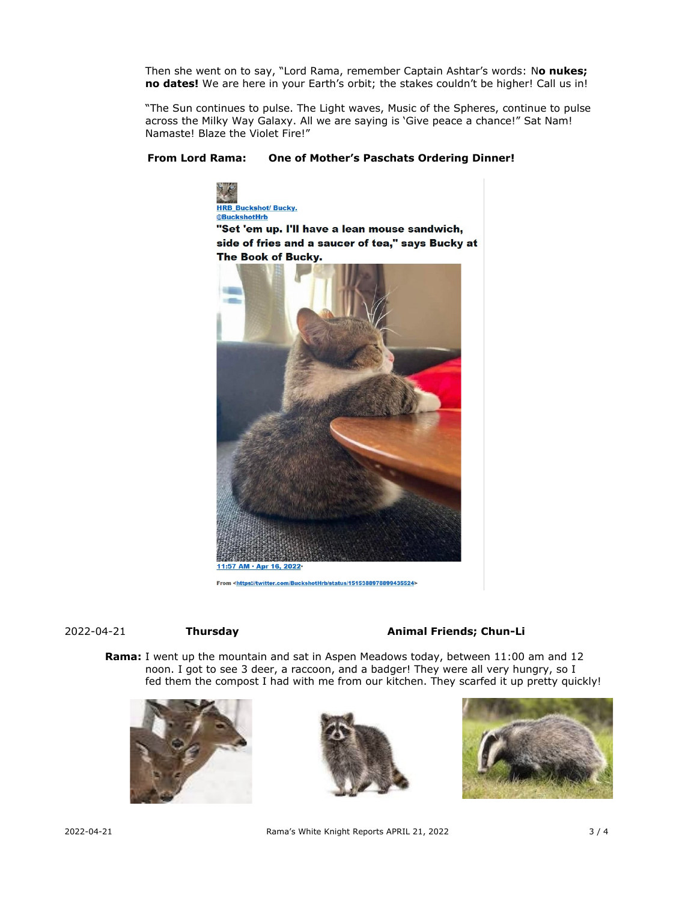Then she went on to say, "Lord Rama, remember Captain Ashtar's words: N**o nukes; no dates!** We are here in your Earth's orbit; the stakes couldn't be higher! Call us in!

"The Sun continues to pulse. The Light waves, Music of the Spheres, continue to pulse across the Milky Way Galaxy. All we are saying is 'Give peace a chance!" Sat Nam! Namaste! Blaze the Violet Fire!"

**From Lord Rama: One of Mother's Paschats Ordering Dinner!**

HRB Buckshot/ Bucky.
@BuckshotHrb

**"Set 'em up. I'll have a lean mouse sandwich, side of fries and a saucer of tea," says Bucky at The Book of Bucky.**

11:57 AM · Apr 16, 2022·

From <https://twitter.com/BuckshotHrb/status/1515388978899435524>

2022-04-21 **Thursday** **Animal Friends; Chun-Li**

**Rama:** I went up the mountain and sat in Aspen Meadows today, between 11:00 am and 12 noon. I got to see 3 deer, a raccoon, and a badger! They were all very hungry, so I fed them the compost I had with me from our kitchen. They scarfed it up pretty quickly!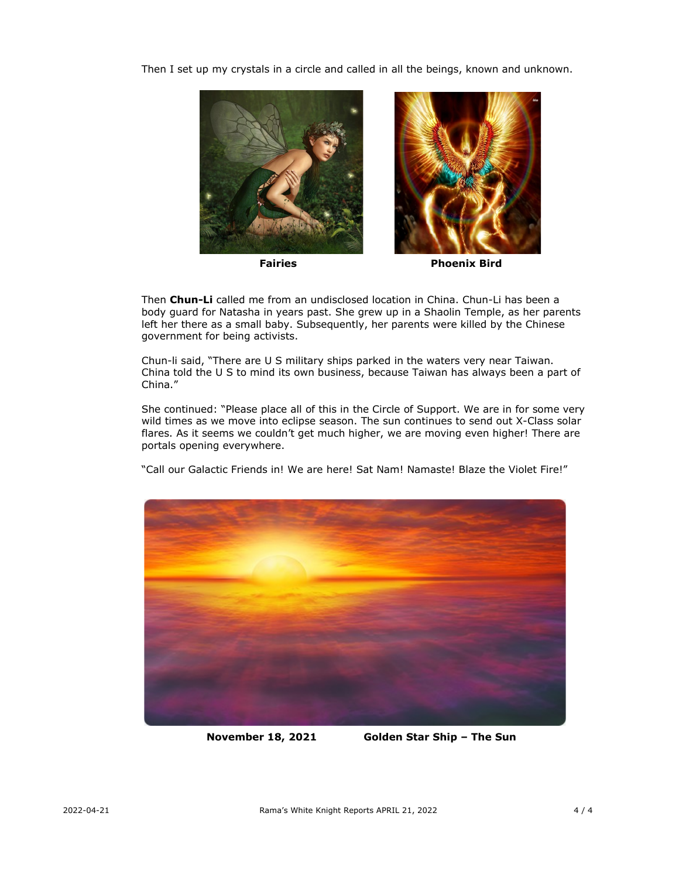Then I set up my crystals in a circle and called in all the beings, known and unknown.

**Fairies** **Phoenix Bird**

Then **Chun-Li** called me from an undisclosed location in China. Chun-Li has been a body guard for Natasha in years past. She grew up in a Shaolin Temple, as her parents left her there as a small baby. Subsequently, her parents were killed by the Chinese government for being activists.

Chun-li said, "There are U S military ships parked in the waters very near Taiwan. China told the U S to mind its own business, because Taiwan has always been a part of China."

She continued: "Please place all of this in the Circle of Support. We are in for some very wild times as we move into eclipse season. The sun continues to send out X-Class solar flares. As it seems we couldn't get much higher, we are moving even higher! There are portals opening everywhere.

"Call our Galactic Friends in! We are here! Sat Nam! Namaste! Blaze the Violet Fire!"

**November 18, 2021** **Golden Star Ship – The Sun**